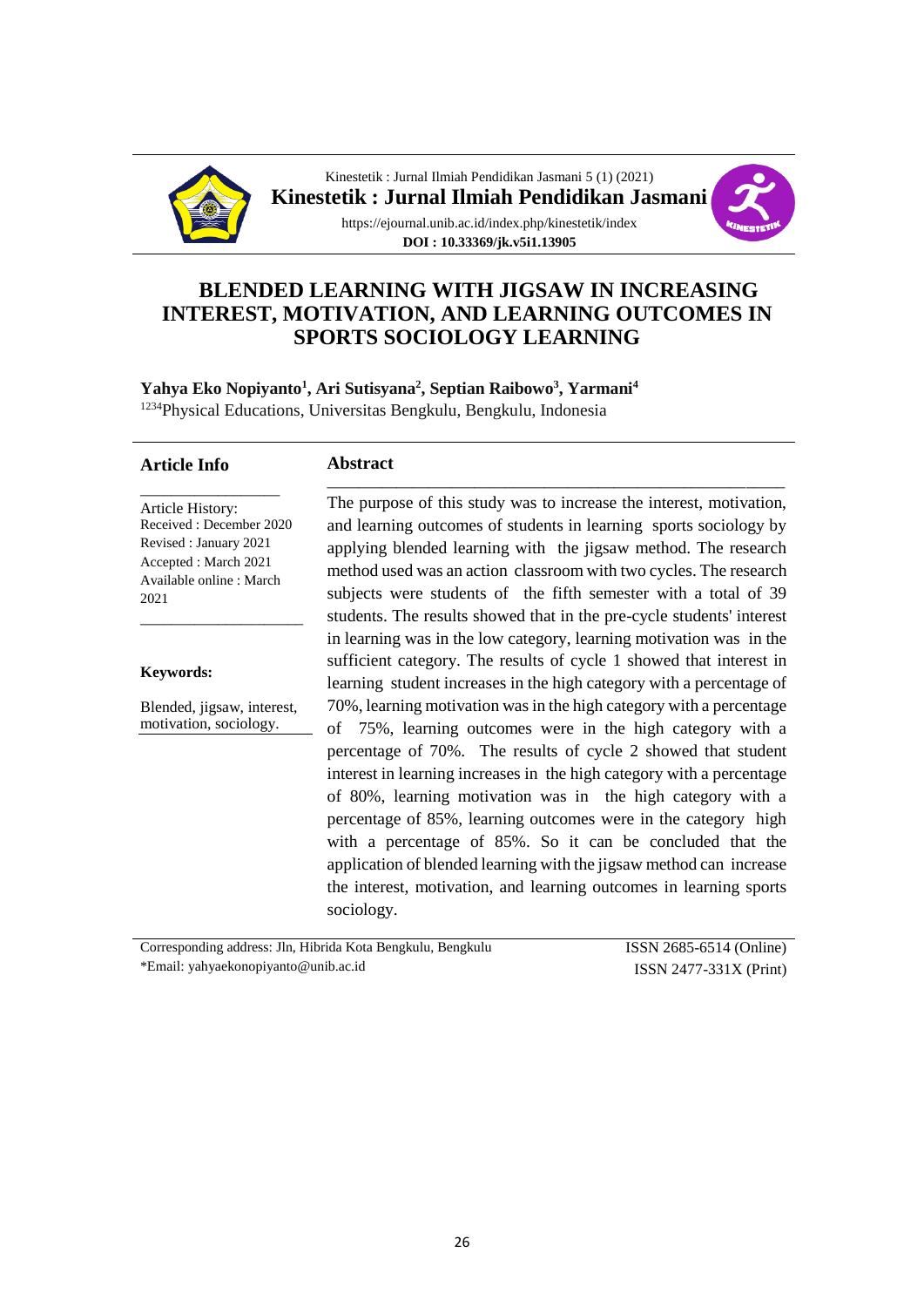# BLENDED LEARNING WITH JIGSAW IN INCREASING INTEREST, MOTIVATION, AND LEARNING OUTCOMES IN SPORTS SOCIOLOGY LEARNING

**Yahya Eko Nopiyanto[1], Ari Sutisyana[2], Septian Raibowo[3], Yarmani[4]**

[1234]Physical Educations, Universitas Bengkulu, Bengkulu, Indonesia

**Article Info**

Article History:
Received : December 2020
Revised : January 2021
Accepted : March 2021
Available online : March 2021

**Keywords:**

Blended, jigsaw, interest, motivation, sociology.

**Abstract**

The purpose of this study was to increase the interest, motivation, and learning outcomes of students in learning sports sociology by applying blended learning with the jigsaw method. The research method used was an action classroom with two cycles. The research subjects were students of the fifth semester with a total of 39 students. The results showed that in the pre-cycle students' interest in learning was in the low category, learning motivation was in the sufficient category. The results of cycle 1 showed that interest in learning student increases in the high category with a percentage of 70%, learning motivation was in the high category with a percentage of 75%, learning outcomes were in the high category with a percentage of 70%. The results of cycle 2 showed that student interest in learning increases in the high category with a percentage of 80%, learning motivation was in the high category with a percentage of 85%, learning outcomes were in the category high with a percentage of 85%. So it can be concluded that the application of blended learning with the jigsaw method can increase the interest, motivation, and learning outcomes in learning sports sociology.

Corresponding address: Jln, Hibrida Kota Bengkulu, Bengkulu
*Email: yahyaekonopiyanto@unib.ac.id

ISSN 2685-6514 (Online)
ISSN 2477-331X (Print)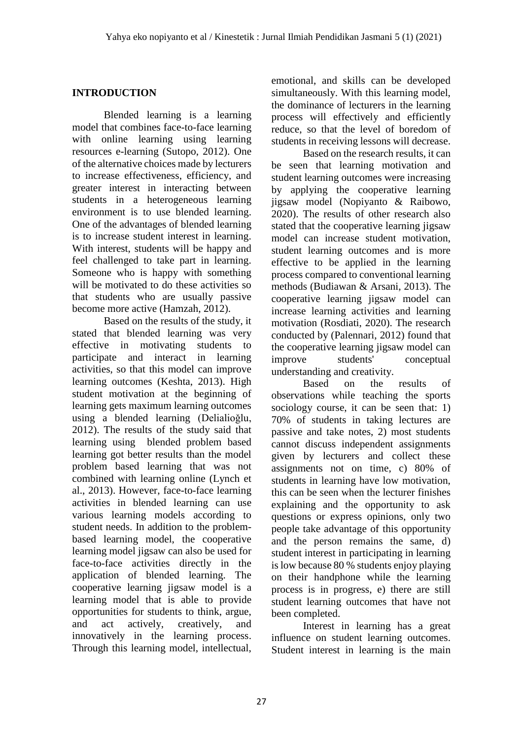## INTRODUCTION

Blended learning is a learning model that combines face-to-face learning with online learning using learning resources e-learning (Sutopo, 2012). One of the alternative choices made by lecturers to increase effectiveness, efficiency, and greater interest in interacting between students in a heterogeneous learning environment is to use blended learning. One of the advantages of blended learning is to increase student interest in learning. With interest, students will be happy and feel challenged to take part in learning. Someone who is happy with something will be motivated to do these activities so that students who are usually passive become more active (Hamzah, 2012).

Based on the results of the study, it stated that blended learning was very effective in motivating students to participate and interact in learning activities, so that this model can improve learning outcomes (Keshta, 2013). High student motivation at the beginning of learning gets maximum learning outcomes using a blended learning (Delialioğlu, 2012). The results of the study said that learning using blended problem based learning got better results than the model problem based learning that was not combined with learning online (Lynch et al., 2013). However, face-to-face learning activities in blended learning can use various learning models according to student needs. In addition to the problem-based learning model, the cooperative learning model jigsaw can also be used for face-to-face activities directly in the application of blended learning. The cooperative learning jigsaw model is a learning model that is able to provide opportunities for students to think, argue, and act actively, creatively, and innovatively in the learning process. Through this learning model, intellectual, emotional, and skills can be developed simultaneously. With this learning model, the dominance of lecturers in the learning process will effectively and efficiently reduce, so that the level of boredom of students in receiving lessons will decrease.

Based on the research results, it can be seen that learning motivation and student learning outcomes were increasing by applying the cooperative learning jigsaw model (Nopiyanto & Raibowo, 2020). The results of other research also stated that the cooperative learning jigsaw model can increase student motivation, student learning outcomes and is more effective to be applied in the learning process compared to conventional learning methods (Budiawan & Arsani, 2013). The cooperative learning jigsaw model can increase learning activities and learning motivation (Rosdiati, 2020). The research conducted by (Palennari, 2012) found that the cooperative learning jigsaw model can improve students' conceptual understanding and creativity.

Based on the results of observations while teaching the sports sociology course, it can be seen that: 1) 70% of students in taking lectures are passive and take notes, 2) most students cannot discuss independent assignments given by lecturers and collect these assignments not on time, c) 80% of students in learning have low motivation, this can be seen when the lecturer finishes explaining and the opportunity to ask questions or express opinions, only two people take advantage of this opportunity and the person remains the same, d) student interest in participating in learning is low because 80 % students enjoy playing on their handphone while the learning process is in progress, e) there are still student learning outcomes that have not been completed.

Interest in learning has a great influence on student learning outcomes. Student interest in learning is the main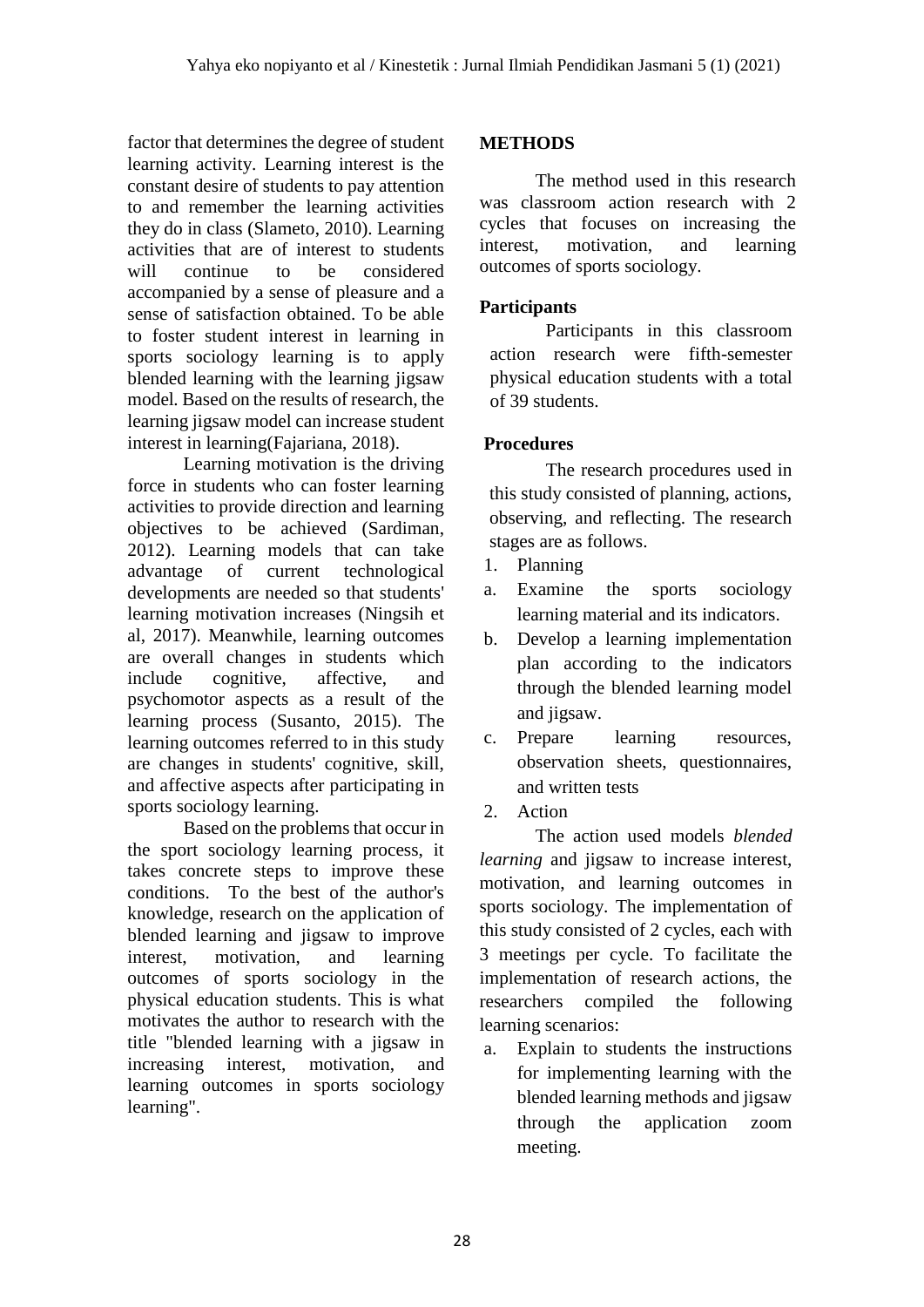factor that determines the degree of student learning activity. Learning interest is the constant desire of students to pay attention to and remember the learning activities they do in class (Slameto, 2010). Learning activities that are of interest to students will continue to be considered accompanied by a sense of pleasure and a sense of satisfaction obtained. To be able to foster student interest in learning in sports sociology learning is to apply blended learning with the learning jigsaw model. Based on the results of research, the learning jigsaw model can increase student interest in learning(Fajariana, 2018).

Learning motivation is the driving force in students who can foster learning activities to provide direction and learning objectives to be achieved (Sardiman, 2012). Learning models that can take advantage of current technological developments are needed so that students' learning motivation increases (Ningsih et al, 2017). Meanwhile, learning outcomes are overall changes in students which include cognitive, affective, and psychomotor aspects as a result of the learning process (Susanto, 2015). The learning outcomes referred to in this study are changes in students' cognitive, skill, and affective aspects after participating in sports sociology learning.

Based on the problems that occur in the sport sociology learning process, it takes concrete steps to improve these conditions. To the best of the author's knowledge, research on the application of blended learning and jigsaw to improve interest, motivation, and learning outcomes of sports sociology in the physical education students. This is what motivates the author to research with the title "blended learning with a jigsaw in increasing interest, motivation, and learning outcomes in sports sociology learning".

## METHODS

The method used in this research was classroom action research with 2 cycles that focuses on increasing the interest, motivation, and learning outcomes of sports sociology.

### Participants

Participants in this classroom action research were fifth-semester physical education students with a total of 39 students.

### Procedures

The research procedures used in this study consisted of planning, actions, observing, and reflecting. The research stages are as follows.

1. Planning
   a. Examine the sports sociology learning material and its indicators.
   b. Develop a learning implementation plan according to the indicators through the blended learning model and jigsaw.
   c. Prepare learning resources, observation sheets, questionnaires, and written tests
2. Action

The action used models *blended learning* and jigsaw to increase interest, motivation, and learning outcomes in sports sociology. The implementation of this study consisted of 2 cycles, each with 3 meetings per cycle. To facilitate the implementation of research actions, the researchers compiled the following learning scenarios:

a. Explain to students the instructions for implementing learning with the blended learning methods and jigsaw through the application zoom meeting.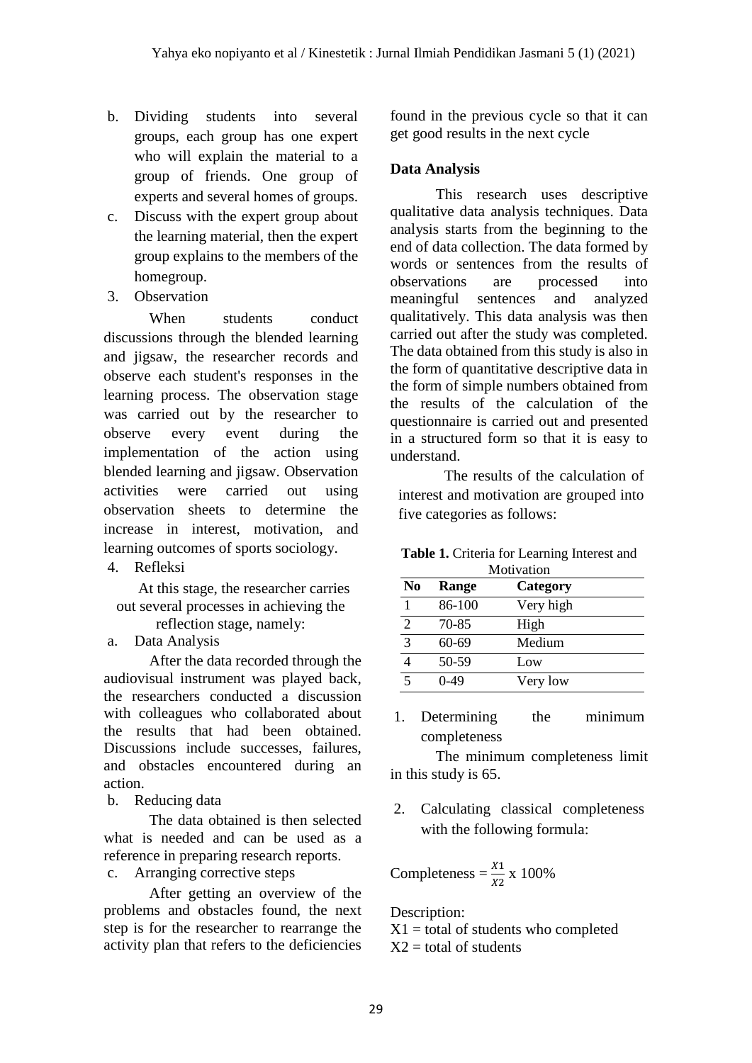b. Dividing students into several groups, each group has one expert who will explain the material to a group of friends. One group of experts and several homes of groups.

c. Discuss with the expert group about the learning material, then the expert group explains to the members of the homegroup.

3. Observation

When students conduct discussions through the blended learning and jigsaw, the researcher records and observe each student's responses in the learning process. The observation stage was carried out by the researcher to observe every event during the implementation of the action using blended learning and jigsaw. Observation activities were carried out using observation sheets to determine the increase in interest, motivation, and learning outcomes of sports sociology.

4. Refleksi

At this stage, the researcher carries out several processes in achieving the reflection stage, namely:

a. Data Analysis

After the data recorded through the audiovisual instrument was played back, the researchers conducted a discussion with colleagues who collaborated about the results that had been obtained. Discussions include successes, failures, and obstacles encountered during an action.

b. Reducing data

The data obtained is then selected what is needed and can be used as a reference in preparing research reports.

c. Arranging corrective steps

After getting an overview of the problems and obstacles found, the next step is for the researcher to rearrange the activity plan that refers to the deficiencies found in the previous cycle so that it can get good results in the next cycle

**Data Analysis**

This research uses descriptive qualitative data analysis techniques. Data analysis starts from the beginning to the end of data collection. The data formed by words or sentences from the results of observations are processed into meaningful sentences and analyzed qualitatively. This data analysis was then carried out after the study was completed. The data obtained from this study is also in the form of quantitative descriptive data in the form of simple numbers obtained from the results of the calculation of the questionnaire is carried out and presented in a structured form so that it is easy to understand.

The results of the calculation of interest and motivation are grouped into five categories as follows:

**Table 1.** Criteria for Learning Interest and Motivation

| No | Range | Category |
|---|---|---|
| 1 | 86-100 | Very high |
| 2 | 70-85 | High |
| 3 | 60-69 | Medium |
| 4 | 50-59 | Low |
| 5 | 0-49 | Very low |

1. Determining the minimum completeness

The minimum completeness limit in this study is 65.

2. Calculating classical completeness with the following formula:

$$\text{Completeness} = \frac{X1}{X2} \text{ x } 100\%$$

Description:
X1 = total of students who completed
X2 = total of students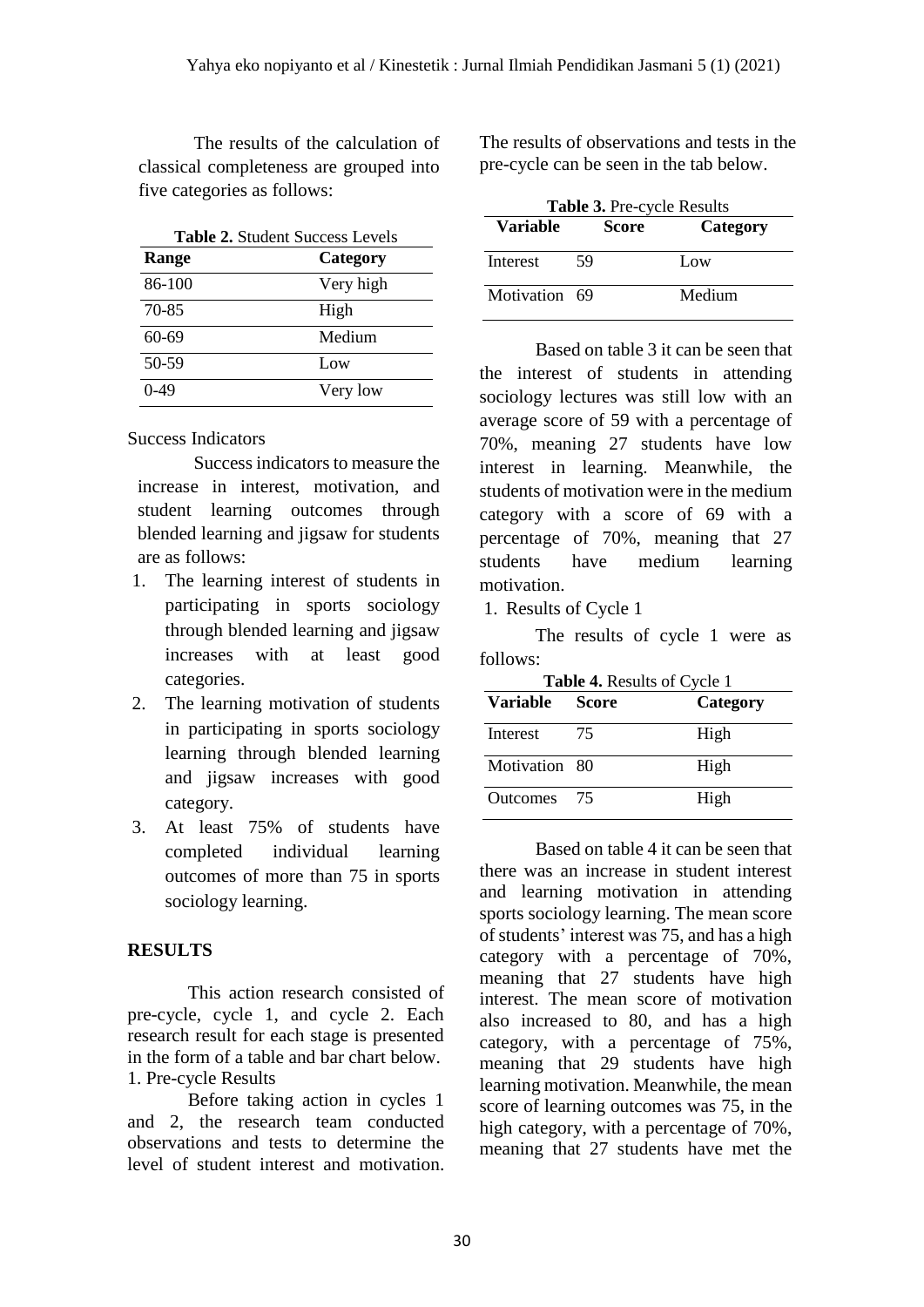The results of the calculation of classical completeness are grouped into five categories as follows:

**Table 2.** Student Success Levels

| Range | Category |
|---|---|
| 86-100 | Very high |
| 70-85 | High |
| 60-69 | Medium |
| 50-59 | Low |
| 0-49 | Very low |

Success Indicators

Success indicators to measure the increase in interest, motivation, and student learning outcomes through blended learning and jigsaw for students are as follows:

1. The learning interest of students in participating in sports sociology through blended learning and jigsaw increases with at least good categories.
2. The learning motivation of students in participating in sports sociology learning through blended learning and jigsaw increases with good category.
3. At least 75% of students have completed individual learning outcomes of more than 75 in sports sociology learning.

## RESULTS

This action research consisted of pre-cycle, cycle 1, and cycle 2. Each research result for each stage is presented in the form of a table and bar chart below.

1. Pre-cycle Results

Before taking action in cycles 1 and 2, the research team conducted observations and tests to determine the level of student interest and motivation. The results of observations and tests in the pre-cycle can be seen in the tab below.

**Table 3.** Pre-cycle Results

| Variable | Score | Category |
|---|---|---|
| Interest | 59 | Low |
| Motivation | 69 | Medium |

Based on table 3 it can be seen that the interest of students in attending sociology lectures was still low with an average score of 59 with a percentage of 70%, meaning 27 students have low interest in learning. Meanwhile, the students of motivation were in the medium category with a score of 69 with a percentage of 70%, meaning that 27 students have medium learning motivation.

1. Results of Cycle 1

The results of cycle 1 were as follows:

**Table 4.** Results of Cycle 1

| Variable | Score | Category |
|---|---|---|
| Interest | 75 | High |
| Motivation | 80 | High |
| Outcomes | 75 | High |

Based on table 4 it can be seen that there was an increase in student interest and learning motivation in attending sports sociology learning. The mean score of students' interest was 75, and has a high category with a percentage of 70%, meaning that 27 students have high interest. The mean score of motivation also increased to 80, and has a high category, with a percentage of 75%, meaning that 29 students have high learning motivation. Meanwhile, the mean score of learning outcomes was 75, in the high category, with a percentage of 70%, meaning that 27 students have met the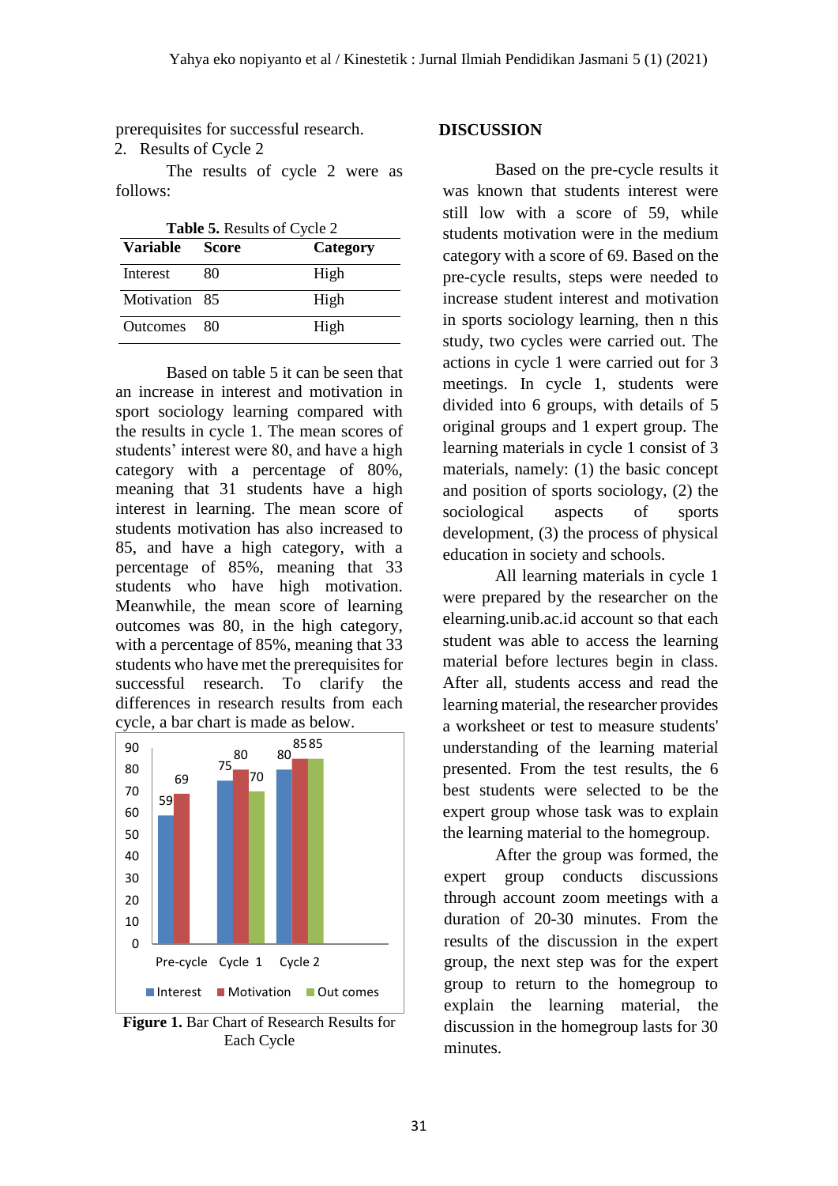prerequisites for successful research.

2. Results of Cycle 2

The results of cycle 2 were as follows:

**Table 5.** Results of Cycle 2

| Variable | Score | Category |
|---|---|---|
| Interest | 80 | High |
| Motivation | 85 | High |
| Outcomes | 80 | High |

Based on table 5 it can be seen that an increase in interest and motivation in sport sociology learning compared with the results in cycle 1. The mean scores of students' interest were 80, and have a high category with a percentage of 80%, meaning that 31 students have a high interest in learning. The mean score of students motivation has also increased to 85, and have a high category, with a percentage of 85%, meaning that 33 students who have high motivation. Meanwhile, the mean score of learning outcomes was 80, in the high category, with a percentage of 85%, meaning that 33 students who have met the prerequisites for successful research. To clarify the differences in research results from each cycle, a bar chart is made as below.

**Figure 1.** Bar Chart of Research Results for Each Cycle

## DISCUSSION

Based on the pre-cycle results it was known that students interest were still low with a score of 59, while students motivation were in the medium category with a score of 69. Based on the pre-cycle results, steps were needed to increase student interest and motivation in sports sociology learning, then n this study, two cycles were carried out. The actions in cycle 1 were carried out for 3 meetings. In cycle 1, students were divided into 6 groups, with details of 5 original groups and 1 expert group. The learning materials in cycle 1 consist of 3 materials, namely: (1) the basic concept and position of sports sociology, (2) the sociological aspects of sports development, (3) the process of physical education in society and schools.

All learning materials in cycle 1 were prepared by the researcher on the elearning.unib.ac.id account so that each student was able to access the learning material before lectures begin in class. After all, students access and read the learning material, the researcher provides a worksheet or test to measure students' understanding of the learning material presented. From the test results, the 6 best students were selected to be the expert group whose task was to explain the learning material to the homegroup.

After the group was formed, the expert group conducts discussions through account zoom meetings with a duration of 20-30 minutes. From the results of the discussion in the expert group, the next step was for the expert group to return to the homegroup to explain the learning material, the discussion in the homegroup lasts for 30 minutes.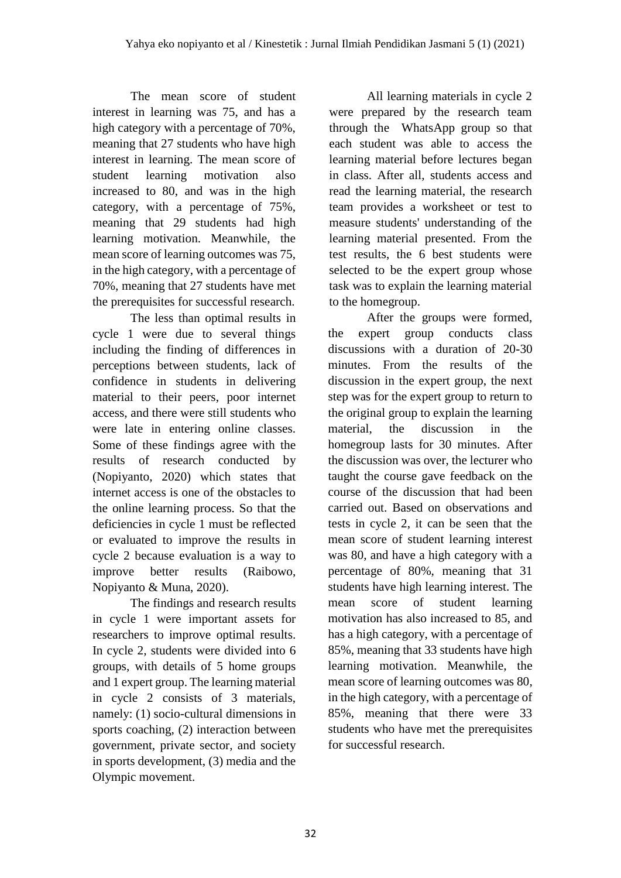The mean score of student interest in learning was 75, and has a high category with a percentage of 70%, meaning that 27 students who have high interest in learning. The mean score of student learning motivation also increased to 80, and was in the high category, with a percentage of 75%, meaning that 29 students had high learning motivation. Meanwhile, the mean score of learning outcomes was 75, in the high category, with a percentage of 70%, meaning that 27 students have met the prerequisites for successful research.

The less than optimal results in cycle 1 were due to several things including the finding of differences in perceptions between students, lack of confidence in students in delivering material to their peers, poor internet access, and there were still students who were late in entering online classes. Some of these findings agree with the results of research conducted by (Nopiyanto, 2020) which states that internet access is one of the obstacles to the online learning process. So that the deficiencies in cycle 1 must be reflected or evaluated to improve the results in cycle 2 because evaluation is a way to improve better results (Raibowo, Nopiyanto & Muna, 2020).

The findings and research results in cycle 1 were important assets for researchers to improve optimal results. In cycle 2, students were divided into 6 groups, with details of 5 home groups and 1 expert group. The learning material in cycle 2 consists of 3 materials, namely: (1) socio-cultural dimensions in sports coaching, (2) interaction between government, private sector, and society in sports development, (3) media and the Olympic movement.

All learning materials in cycle 2 were prepared by the research team through the WhatsApp group so that each student was able to access the learning material before lectures began in class. After all, students access and read the learning material, the research team provides a worksheet or test to measure students' understanding of the learning material presented. From the test results, the 6 best students were selected to be the expert group whose task was to explain the learning material to the homegroup.

After the groups were formed, the expert group conducts class discussions with a duration of 20-30 minutes. From the results of the discussion in the expert group, the next step was for the expert group to return to the original group to explain the learning material, the discussion in the homegroup lasts for 30 minutes. After the discussion was over, the lecturer who taught the course gave feedback on the course of the discussion that had been carried out. Based on observations and tests in cycle 2, it can be seen that the mean score of student learning interest was 80, and have a high category with a percentage of 80%, meaning that 31 students have high learning interest. The mean score of student learning motivation has also increased to 85, and has a high category, with a percentage of 85%, meaning that 33 students have high learning motivation. Meanwhile, the mean score of learning outcomes was 80, in the high category, with a percentage of 85%, meaning that there were 33 students who have met the prerequisites for successful research.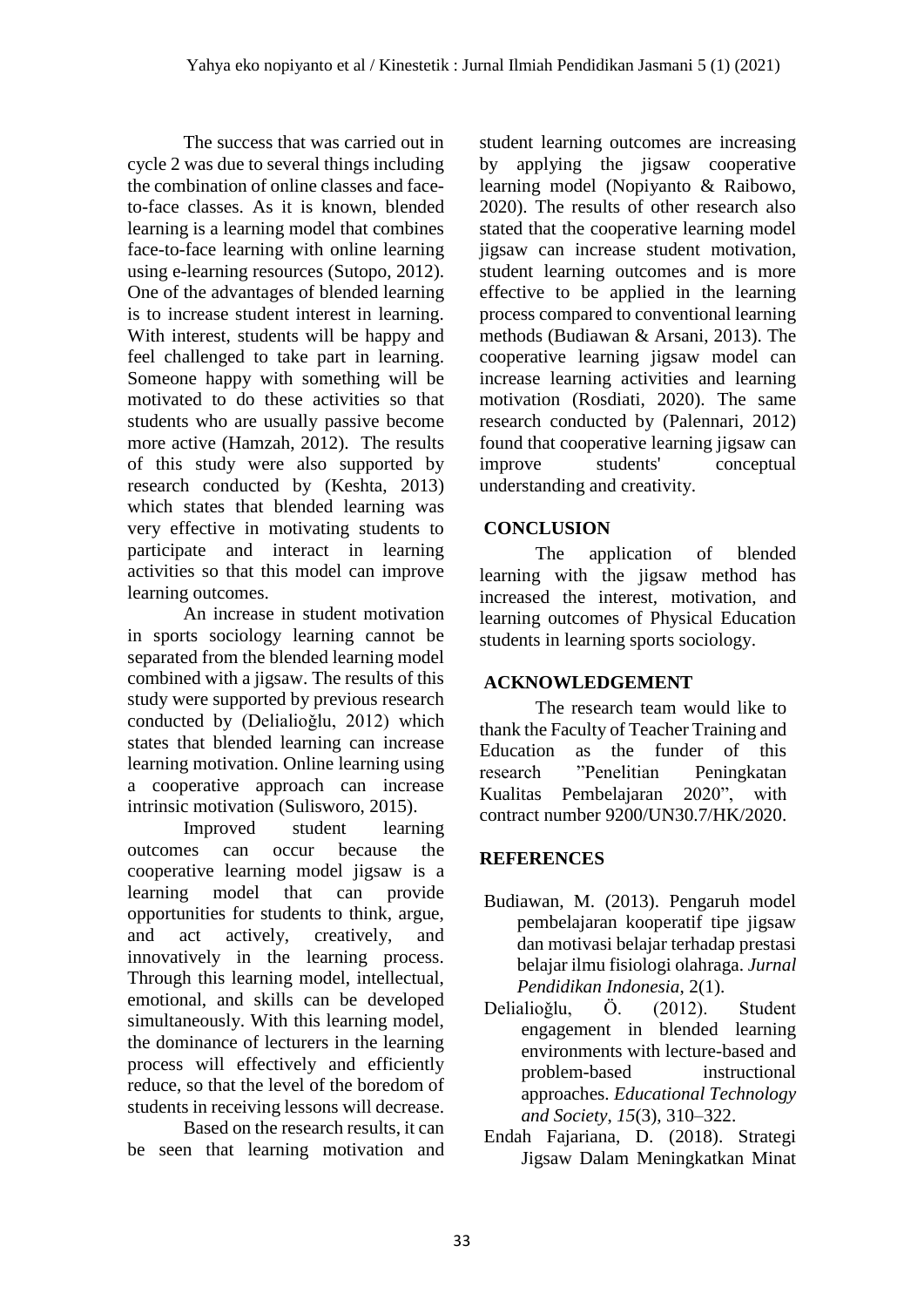The success that was carried out in cycle 2 was due to several things including the combination of online classes and face-to-face classes. As it is known, blended learning is a learning model that combines face-to-face learning with online learning using e-learning resources (Sutopo, 2012). One of the advantages of blended learning is to increase student interest in learning. With interest, students will be happy and feel challenged to take part in learning. Someone happy with something will be motivated to do these activities so that students who are usually passive become more active (Hamzah, 2012). The results of this study were also supported by research conducted by (Keshta, 2013) which states that blended learning was very effective in motivating students to participate and interact in learning activities so that this model can improve learning outcomes.

An increase in student motivation in sports sociology learning cannot be separated from the blended learning model combined with a jigsaw. The results of this study were supported by previous research conducted by (Delialioğlu, 2012) which states that blended learning can increase learning motivation. Online learning using a cooperative approach can increase intrinsic motivation (Sulisworo, 2015).

Improved student learning outcomes can occur because the cooperative learning model jigsaw is a learning model that can provide opportunities for students to think, argue, and act actively, creatively, and innovatively in the learning process. Through this learning model, intellectual, emotional, and skills can be developed simultaneously. With this learning model, the dominance of lecturers in the learning process will effectively and efficiently reduce, so that the level of the boredom of students in receiving lessons will decrease.

Based on the research results, it can be seen that learning motivation and student learning outcomes are increasing by applying the jigsaw cooperative learning model (Nopiyanto & Raibowo, 2020). The results of other research also stated that the cooperative learning model jigsaw can increase student motivation, student learning outcomes and is more effective to be applied in the learning process compared to conventional learning methods (Budiawan & Arsani, 2013). The cooperative learning jigsaw model can increase learning activities and learning motivation (Rosdiati, 2020). The same research conducted by (Palennari, 2012) found that cooperative learning jigsaw can improve students' conceptual understanding and creativity.

## CONCLUSION

The application of blended learning with the jigsaw method has increased the interest, motivation, and learning outcomes of Physical Education students in learning sports sociology.

## ACKNOWLEDGEMENT

The research team would like to thank the Faculty of Teacher Training and Education as the funder of this research "Penelitian Peningkatan Kualitas Pembelajaran 2020", with contract number 9200/UN30.7/HK/2020.

## REFERENCES

Budiawan, M. (2013). Pengaruh model pembelajaran kooperatif tipe jigsaw dan motivasi belajar terhadap prestasi belajar ilmu fisiologi olahraga. *Jurnal Pendidikan Indonesia*, 2(1).

Delialioğlu, Ö. (2012). Student engagement in blended learning environments with lecture-based and problem-based instructional approaches. *Educational Technology and Society*, *15*(3), 310–322.

Endah Fajariana, D. (2018). Strategi Jigsaw Dalam Meningkatkan Minat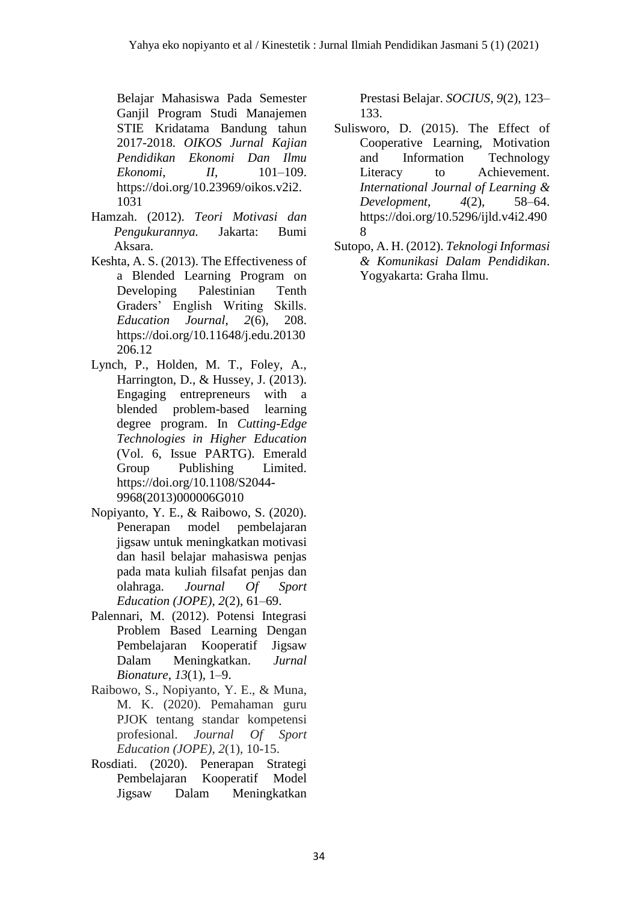Belajar Mahasiswa Pada Semester Ganjil Program Studi Manajemen STIE Kridatama Bandung tahun 2017-2018. *OIKOS Jurnal Kajian Pendidikan Ekonomi Dan Ilmu Ekonomi*, *II*, 101–109. https://doi.org/10.23969/oikos.v2i2.1031

Hamzah. (2012). *Teori Motivasi dan Pengukurannya.* Jakarta: Bumi Aksara.

Keshta, A. S. (2013). The Effectiveness of a Blended Learning Program on Developing Palestinian Tenth Graders' English Writing Skills. *Education Journal*, *2*(6), 208. https://doi.org/10.11648/j.edu.20130206.12

Lynch, P., Holden, M. T., Foley, A., Harrington, D., & Hussey, J. (2013). Engaging entrepreneurs with a blended problem-based learning degree program. In *Cutting-Edge Technologies in Higher Education* (Vol. 6, Issue PARTG). Emerald Group Publishing Limited. https://doi.org/10.1108/S2044-9968(2013)000006G010

Nopiyanto, Y. E., & Raibowo, S. (2020). Penerapan model pembelajaran jigsaw untuk meningkatkan motivasi dan hasil belajar mahasiswa penjas pada mata kuliah filsafat penjas dan olahraga. *Journal Of Sport Education (JOPE)*, *2*(2), 61–69.

Palennari, M. (2012). Potensi Integrasi Problem Based Learning Dengan Pembelajaran Kooperatif Jigsaw Dalam Meningkatkan. *Jurnal Bionature*, *13*(1), 1–9.

Raibowo, S., Nopiyanto, Y. E., & Muna, M. K. (2020). Pemahaman guru PJOK tentang standar kompetensi profesional. *Journal Of Sport Education (JOPE)*, *2*(1), 10-15.

Rosdiati. (2020). Penerapan Strategi Pembelajaran Kooperatif Model Jigsaw Dalam Meningkatkan Prestasi Belajar. *SOCIUS*, *9*(2), 123–133.

Sulisworo, D. (2015). The Effect of Cooperative Learning, Motivation and Information Technology Literacy to Achievement. *International Journal of Learning & Development*, *4*(2), 58–64. https://doi.org/10.5296/ijld.v4i2.4908

Sutopo, A. H. (2012). *Teknologi Informasi & Komunikasi Dalam Pendidikan*. Yogyakarta: Graha Ilmu.